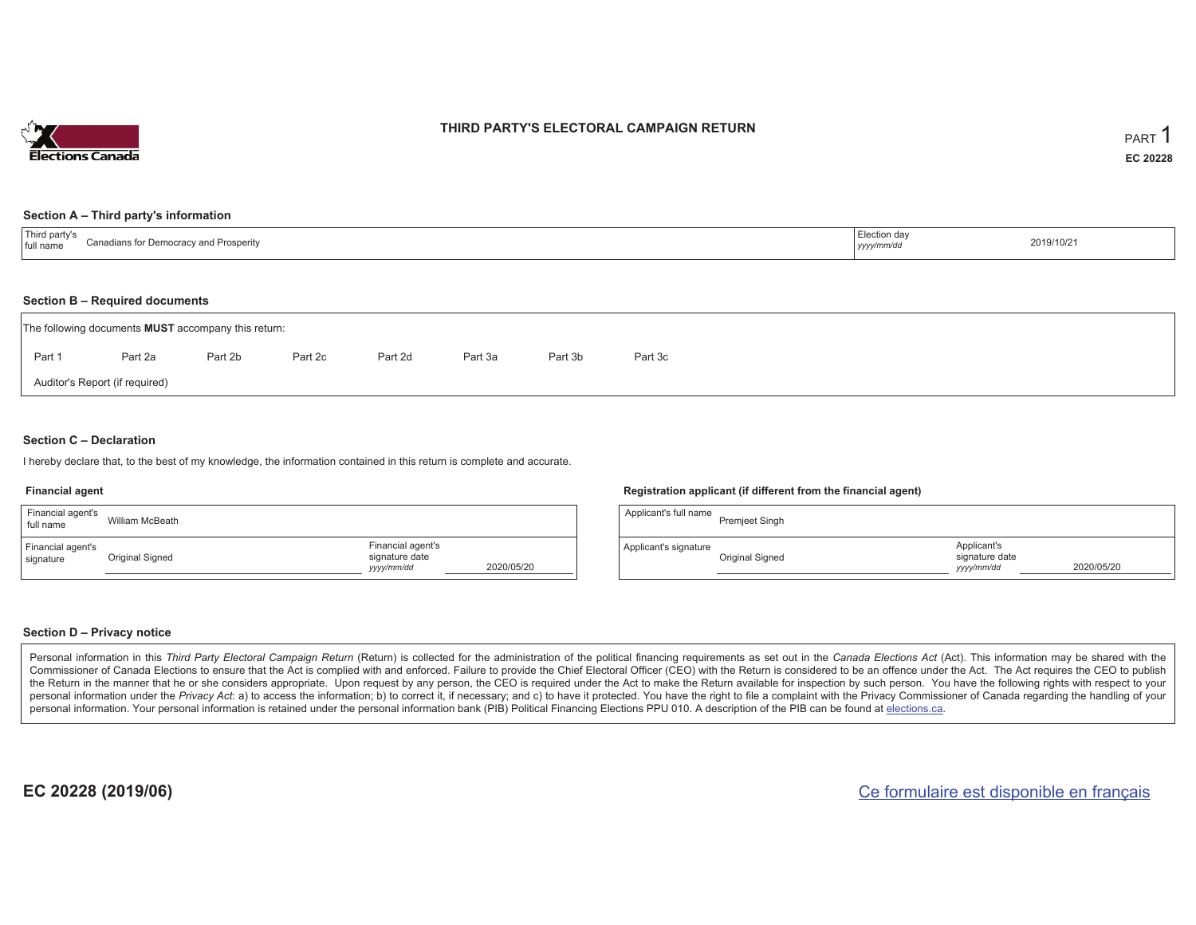# THIRD PARTY'S ELECTORAL CAMPAIGN RETURN

PART 1

**EC 20228**

## Section A – Third party's information

| Third party's full name | Canadians for Democracy and Prosperity | Election day *yyyy/mm/dd* | 2019/10/21 |
|---|---|---|---|

## Section B – Required documents

The following documents **MUST** accompany this return:

Part 1 Part 2a Part 2b Part 2c Part 2d Part 3a Part 3b Part 3c

Auditor's Report (if required)

## Section C – Declaration

I hereby declare that, to the best of my knowledge, the information contained in this return is complete and accurate.

### Financial agent

| Financial agent's full name | William McBeath | | |
|---|---|---|---|
| Financial agent's signature | Original Signed | Financial agent's signature date *yyyy/mm/dd* | 2020/05/20 |

### Registration applicant (if different from the financial agent)

| Applicant's full name | Premjeet Singh | | |
|---|---|---|---|
| Applicant's signature | Original Signed | Applicant's signature date *yyyy/mm/dd* | 2020/05/20 |

## Section D – Privacy notice

Personal information in this *Third Party Electoral Campaign Return* (Return) is collected for the administration of the political financing requirements as set out in the *Canada Elections Act* (Act). This information may be shared with the Commissioner of Canada Elections to ensure that the Act is complied with and enforced. Failure to provide the Chief Electoral Officer (CEO) with the Return is considered to be an offence under the Act. The Act requires the CEO to publish the Return in the manner that he or she considers appropriate. Upon request by any person, the CEO is required under the Act to make the Return available for inspection by such person. You have the following rights with respect to your personal information under the *Privacy Act*: a) to access the information; b) to correct it, if necessary; and c) to have it protected. You have the right to file a complaint with the Privacy Commissioner of Canada regarding the handling of your personal information. Your personal information is retained under the personal information bank (PIB) Political Financing Elections PPU 010. A description of the PIB can be found at elections.ca.

**EC 20228 (2019/06)**

Ce formulaire est disponible en français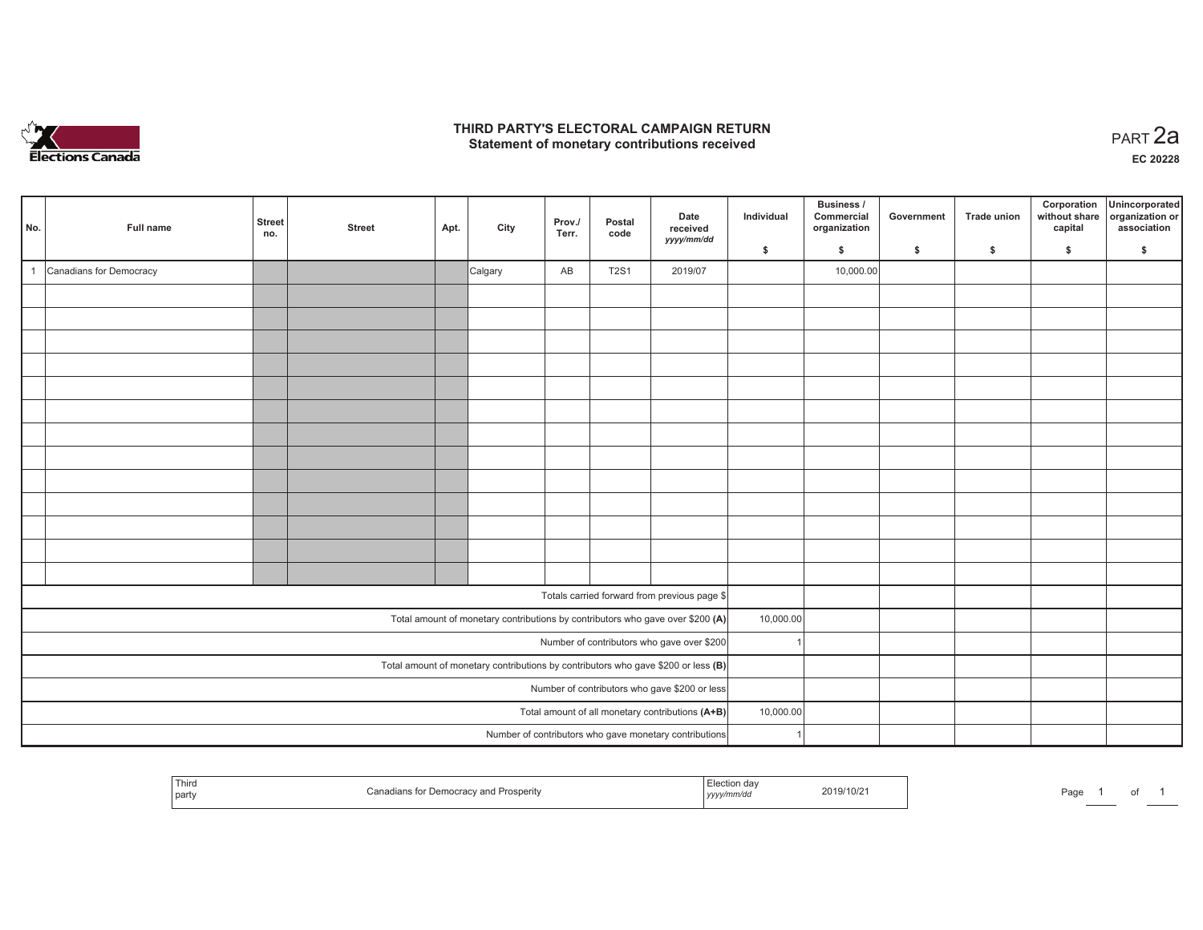# THIRD PARTY'S ELECTORAL CAMPAIGN RETURN
## Statement of monetary contributions received

PART 2a

EC 20228

| No. | Full name | Street no. | Street | Apt. | City | Prov./ Terr. | Postal code | Date received yyyy/mm/dd | Individual $ | Business / Commercial organization $ | Government $ | Trade union $ | Corporation without share capital $ | Unincorporated organization or association $ |
|---|---|---|---|---|---|---|---|---|---|---|---|---|---|---|
| 1 | Canadians for Democracy | | | | Calgary | AB | T2S1 | 2019/07 | | 10,000.00 | | | | |
| | | | | | | | | | | | | | | |
| | | | | | | | | | | | | | | |
| | | | | | | | | | | | | | | |
| | | | | | | | | | | | | | | |
| | | | | | | | | | | | | | | |
| | | | | | | | | | | | | | | |
| | | | | | | | | | | | | | | |
| | | | | | | | | | | | | | | |
| | | | | | | | | | | | | | | |
| | | | | | | | | | | | | | | |
| | | | | | | | | | | | | | | |
| | | | | | | | | | | | | | | |
| | | | | | | | | | | | | | | |
| Totals carried forward from previous page $ | | | | | | | | | | | | | | |
| Total amount of monetary contributions by contributors who gave over $200 **(A)** | | | | | | | | | 10,000.00 | | | | | |
| Number of contributors who gave over $200 | | | | | | | | | 1 | | | | | |
| Total amount of monetary contributions by contributors who gave $200 or less **(B)** | | | | | | | | | | | | | | |
| Number of contributors who gave $200 or less | | | | | | | | | | | | | | |
| Total amount of all monetary contributions **(A+B)** | | | | | | | | | 10,000.00 | | | | | |
| Number of contributors who gave monetary contributions | | | | | | | | | 1 | | | | | |

| Third party | Canadians for Democracy and Prosperity | Election day yyyy/mm/dd | 2019/10/21 |
|---|---|---|---|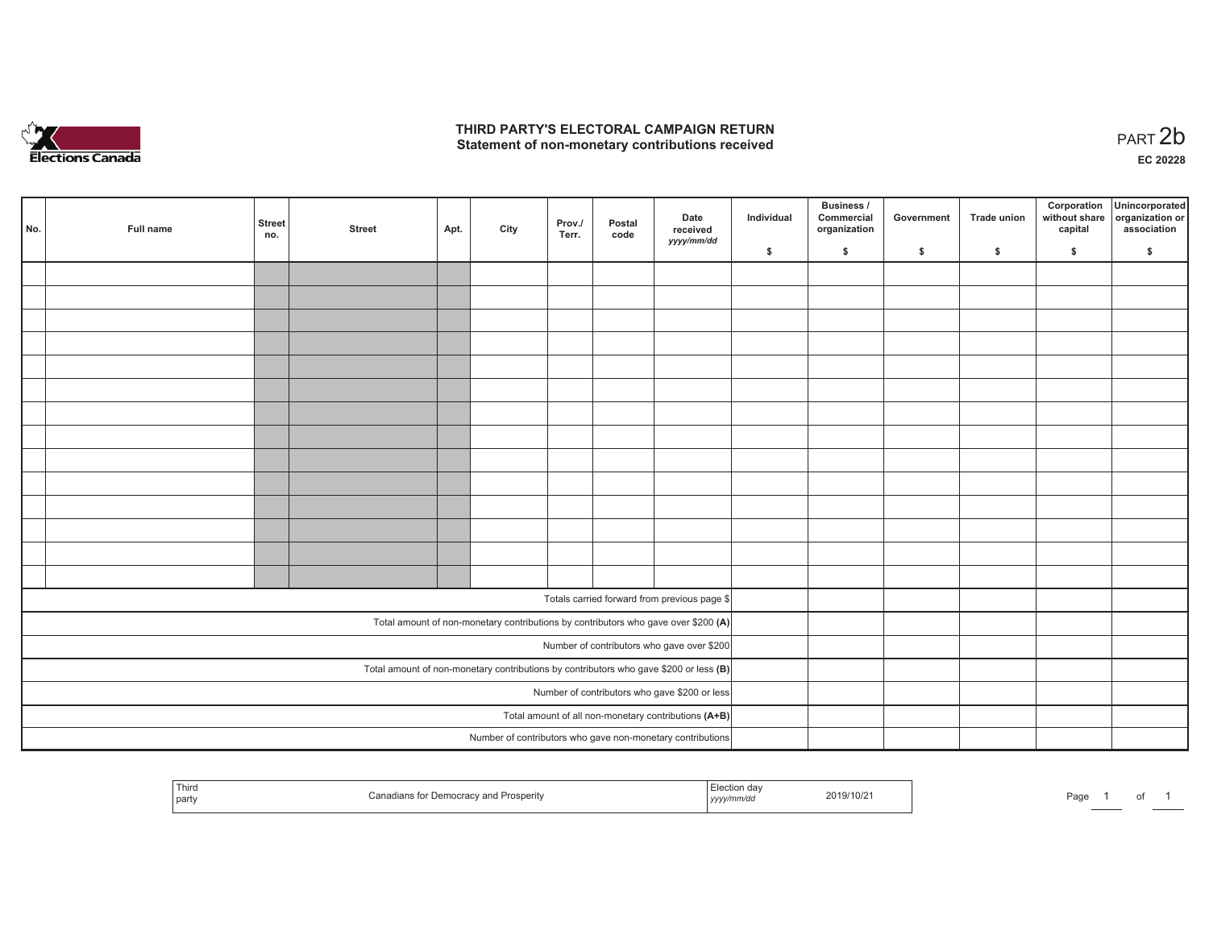# THIRD PARTY'S ELECTORAL CAMPAIGN RETURN
## Statement of non-monetary contributions received

PART 2b

EC 20228

| No. | Full name | Street no. | Street | Apt. | City | Prov./ Terr. | Postal code | Date received yyyy/mm/dd | Individual $ | Business / Commercial organization $ | Government $ | Trade union $ | Corporation without share capital $ | Unincorporated organization or association $ |
|---|---|---|---|---|---|---|---|---|---|---|---|---|---|---|
| | | | | | | | | | | | | | | |
| | | | | | | | | | | | | | | |
| | | | | | | | | | | | | | | |
| | | | | | | | | | | | | | | |
| | | | | | | | | | | | | | | |
| | | | | | | | | | | | | | | |
| | | | | | | | | | | | | | | |
| | | | | | | | | | | | | | | |
| | | | | | | | | | | | | | | |
| | | | | | | | | | | | | | | |
| | | | | | | | | | | | | | | |
| | | | | | | | | | | | | | | |
| | | | | | | | | | | | | | | |
| | | | | | | | | | | | | | | |
| Totals carried forward from previous page $ | | | | | | | | | | | | | | |
| Total amount of non-monetary contributions by contributors who gave over $200 (A) | | | | | | | | | | | | | | |
| Number of contributors who gave over $200 | | | | | | | | | | | | | | |
| Total amount of non-monetary contributions by contributors who gave $200 or less (B) | | | | | | | | | | | | | | |
| Number of contributors who gave $200 or less | | | | | | | | | | | | | | |
| Total amount of all non-monetary contributions (A+B) | | | | | | | | | | | | | | |
| Number of contributors who gave non-monetary contributions | | | | | | | | | | | | | | |

| Third party | Canadians for Democracy and Prosperity | Election day yyyy/mm/dd | 2019/10/21 |
|---|---|---|---|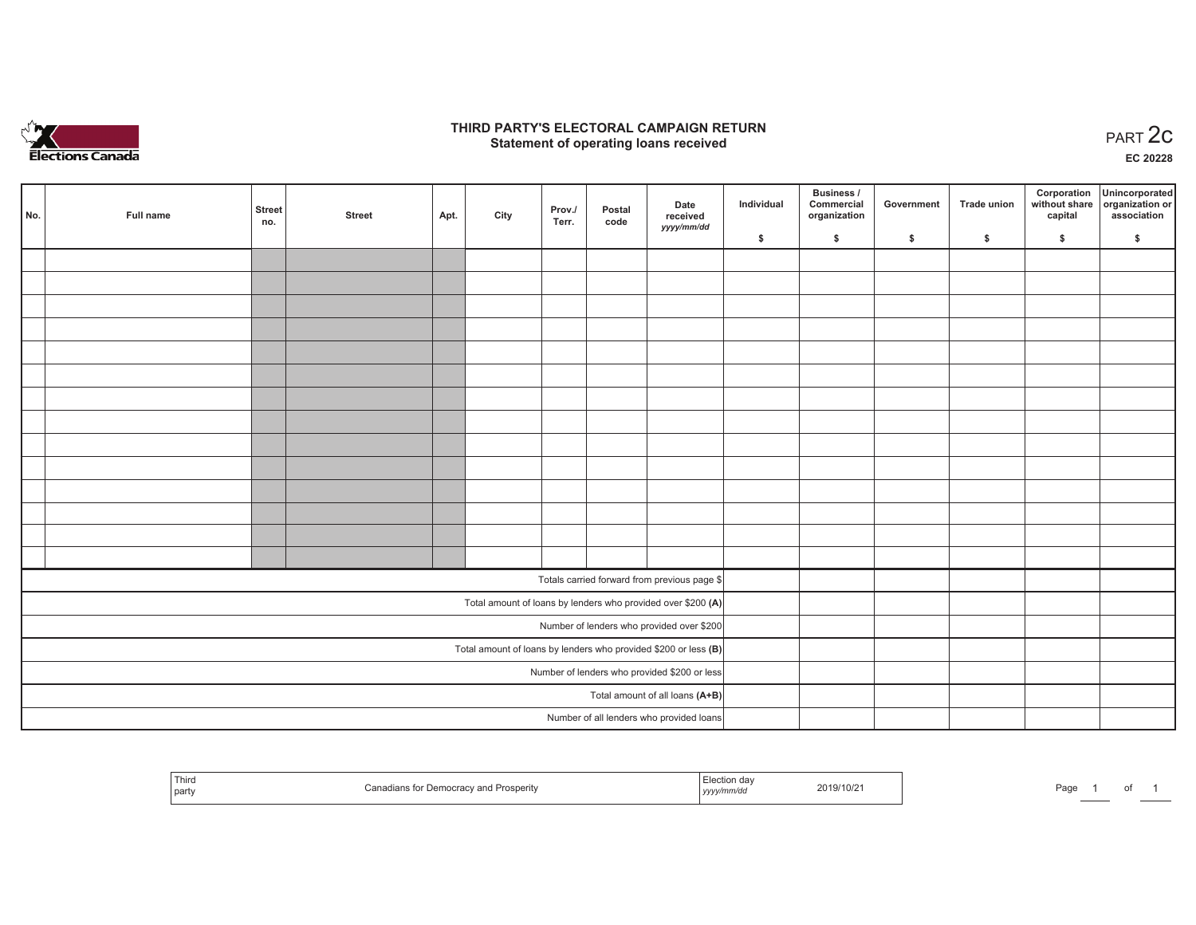Elections Canada

# THIRD PARTY'S ELECTORAL CAMPAIGN RETURN
## Statement of operating loans received

PART 2c

EC 20228

| No. | Full name | Street no. | Street | Apt. | City | Prov./ Terr. | Postal code | Date received yyyy/mm/dd | Individual $ | Business / Commercial organization $ | Government $ | Trade union $ | Corporation without share capital $ | Unincorporated organization or association $ |
|---|---|---|---|---|---|---|---|---|---|---|---|---|---|---|
| | | | | | | | | | | | | | | |
| | | | | | | | | | | | | | | |
| | | | | | | | | | | | | | | |
| | | | | | | | | | | | | | | |
| | | | | | | | | | | | | | | |
| | | | | | | | | | | | | | | |
| | | | | | | | | | | | | | | |
| | | | | | | | | | | | | | | |
| | | | | | | | | | | | | | | |
| | | | | | | | | | | | | | | |
| | | | | | | | | | | | | | | |
| | | | | | | | | | | | | | | |
| | | | | | | | | | | | | | | |
| | | | | | | | | | | | | | | |
| Totals carried forward from previous page $ | | | | | | | | | | | | | | |
| Total amount of loans by lenders who provided over $200 **(A)** | | | | | | | | | | | | | | |
| Number of lenders who provided over $200 | | | | | | | | | | | | | | |
| Total amount of loans by lenders who provided $200 or less **(B)** | | | | | | | | | | | | | | |
| Number of lenders who provided $200 or less | | | | | | | | | | | | | | |
| Total amount of all loans **(A+B)** | | | | | | | | | | | | | | |
| Number of all lenders who provided loans | | | | | | | | | | | | | | |

| Third party | Canadians for Democracy and Prosperity | Election day yyyy/mm/dd | 2019/10/21 |
|---|---|---|---|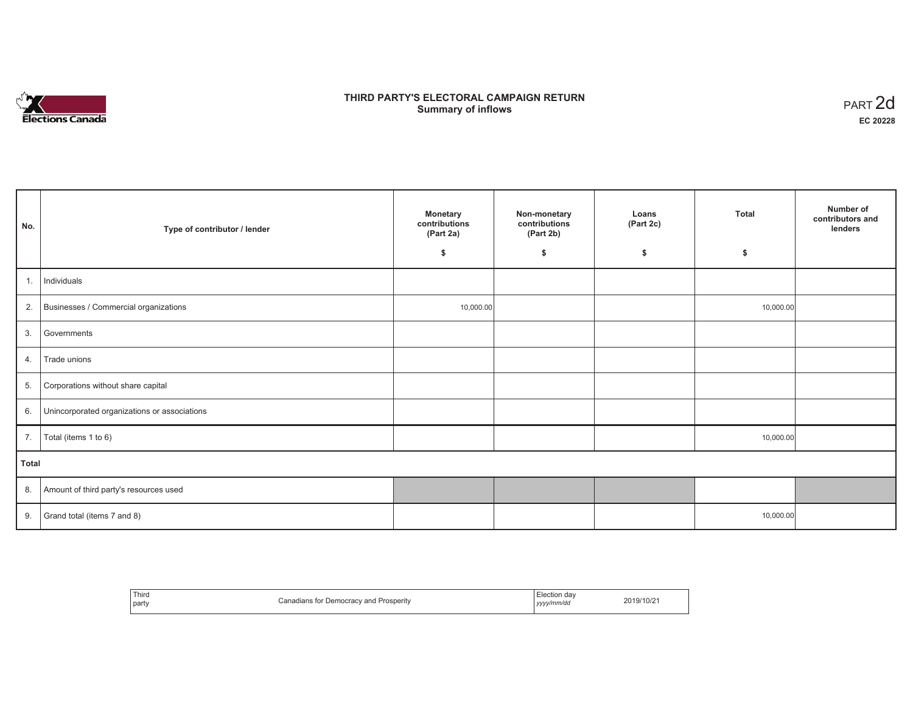Elections Canada

# THIRD PARTY'S ELECTORAL CAMPAIGN RETURN
## Summary of inflows

PART 2d
**EC 20228**

| No. | Type of contributor / lender | Monetary contributions (Part 2a) $ | Non-monetary contributions (Part 2b) $ | Loans (Part 2c) $ | Total $ | Number of contributors and lenders |
|---|---|---|---|---|---|---|
| 1. | Individuals | | | | | |
| 2. | Businesses / Commercial organizations | 10,000.00 | | | 10,000.00 | |
| 3. | Governments | | | | | |
| 4. | Trade unions | | | | | |
| 5. | Corporations without share capital | | | | | |
| 6. | Unincorporated organizations or associations | | | | | |
| 7. | Total (items 1 to 6) | | | | 10,000.00 | |
| **Total** | | | | | | |
| 8. | Amount of third party's resources used | | | | | |
| 9. | Grand total (items 7 and 8) | | | | 10,000.00 | |

| Third party | Canadians for Democracy and Prosperity | Election day *yyyy/mm/dd* | 2019/10/21 |
|---|---|---|---|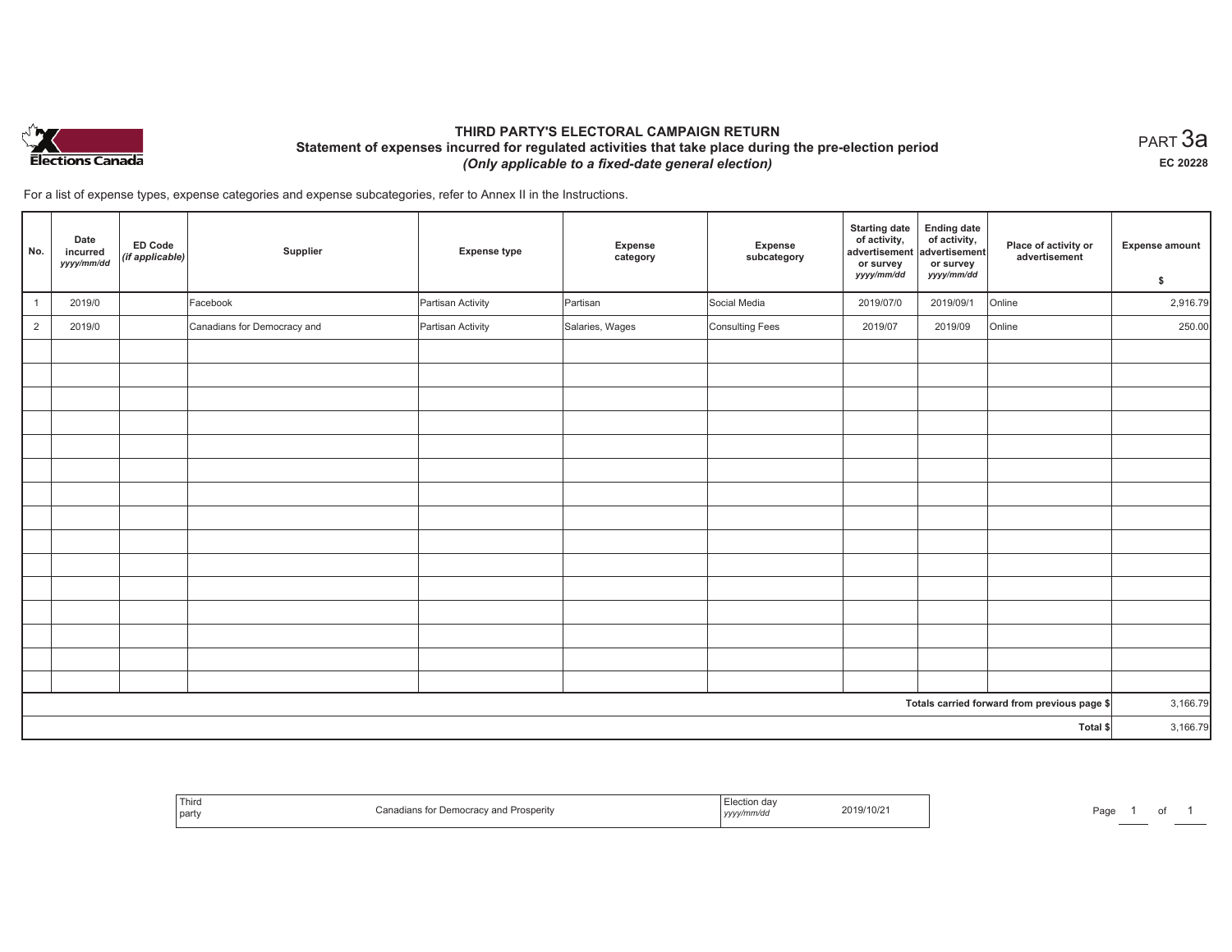# THIRD PARTY'S ELECTORAL CAMPAIGN RETURN

## Statement of expenses incurred for regulated activities that take place during the pre-election period

### *(Only applicable to a fixed-date general election)*

PART 3a

EC 20228

For a list of expense types, expense categories and expense subcategories, refer to Annex II in the Instructions.

| No. | Date incurred *yyyy/mm/dd* | ED Code *(if applicable)* | Supplier | Expense type | Expense category | Expense subcategory | Starting date of activity, advertisement or survey *yyyy/mm/dd* | Ending date of activity, advertisement or survey *yyyy/mm/dd* | Place of activity or advertisement | Expense amount $ |
|---|---|---|---|---|---|---|---|---|---|---|
| 1 | 2019/0 | | Facebook | Partisan Activity | Partisan | Social Media | 2019/07/0 | 2019/09/1 | Online | 2,916.79 |
| 2 | 2019/0 | | Canadians for Democracy and | Partisan Activity | Salaries, Wages | Consulting Fees | 2019/07 | 2019/09 | Online | 250.00 |
| | | | | | | | | | | |
| | | | | | | | | | | |
| | | | | | | | | | | |
| | | | | | | | | | | |
| | | | | | | | | | | |
| | | | | | | | | | | |
| | | | | | | | | | | |
| | | | | | | | | | | |
| | | | | | | | | | | |
| | | | | | | | | | | |
| | | | | | | | | | | |
| | | | | | | | | | | |
| | | | | | | | | | | |
| | | | | | | | | | | |
| | | | | | | | | | | |
| | | | | | | | | | Totals carried forward from previous page $ | 3,166.79 |
| | | | | | | | | | Total $ | 3,166.79 |

| Third party | Canadians for Democracy and Prosperity | Election day *yyyy/mm/dd* | 2019/10/21 |
|---|---|---|---|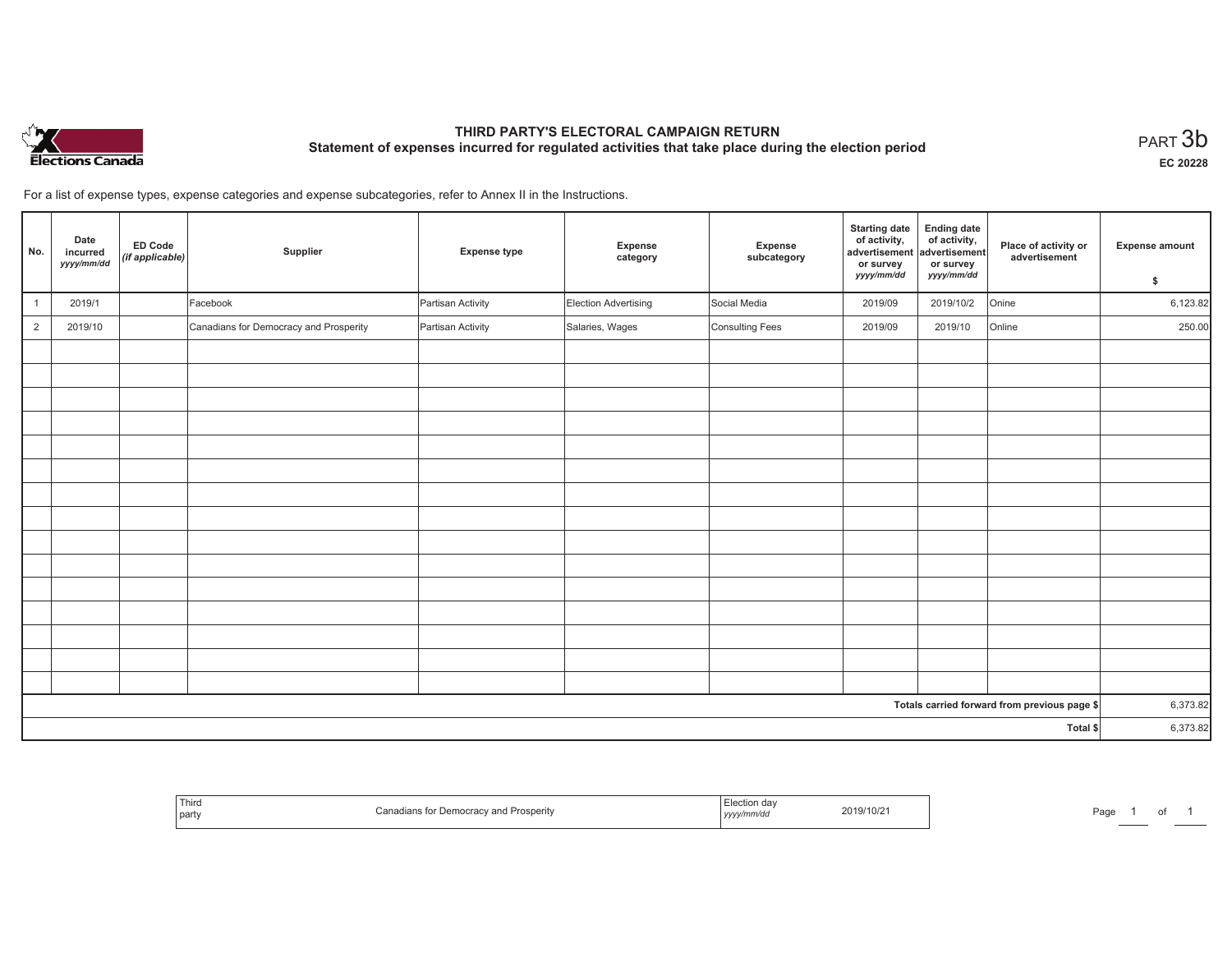Elections Canada

# THIRD PARTY'S ELECTORAL CAMPAIGN RETURN

## Statement of expenses incurred for regulated activities that take place during the election period

PART 3b

EC 20228

For a list of expense types, expense categories and expense subcategories, refer to Annex II in the Instructions.

| No. | Date incurred *yyyy/mm/dd* | ED Code *(if applicable)* | Supplier | Expense type | Expense category | Expense subcategory | Starting date of activity, advertisement or survey *yyyy/mm/dd* | Ending date of activity, advertisement or survey *yyyy/mm/dd* | Place of activity or advertisement | Expense amount $ |
|---|---|---|---|---|---|---|---|---|---|---|
| 1 | 2019/1 | | Facebook | Partisan Activity | Election Advertising | Social Media | 2019/09 | 2019/10/2 | Onine | 6,123.82 |
| 2 | 2019/10 | | Canadians for Democracy and Prosperity | Partisan Activity | Salaries, Wages | Consulting Fees | 2019/09 | 2019/10 | Online | 250.00 |
| | | | | | | | | | | |
| | | | | | | | | | Totals carried forward from previous page $ | 6,373.82 |
| | | | | | | | | | Total $ | 6,373.82 |

| Third party | Canadians for Democracy and Prosperity | Election day *yyyy/mm/dd* | 2019/10/21 |
|---|---|---|---|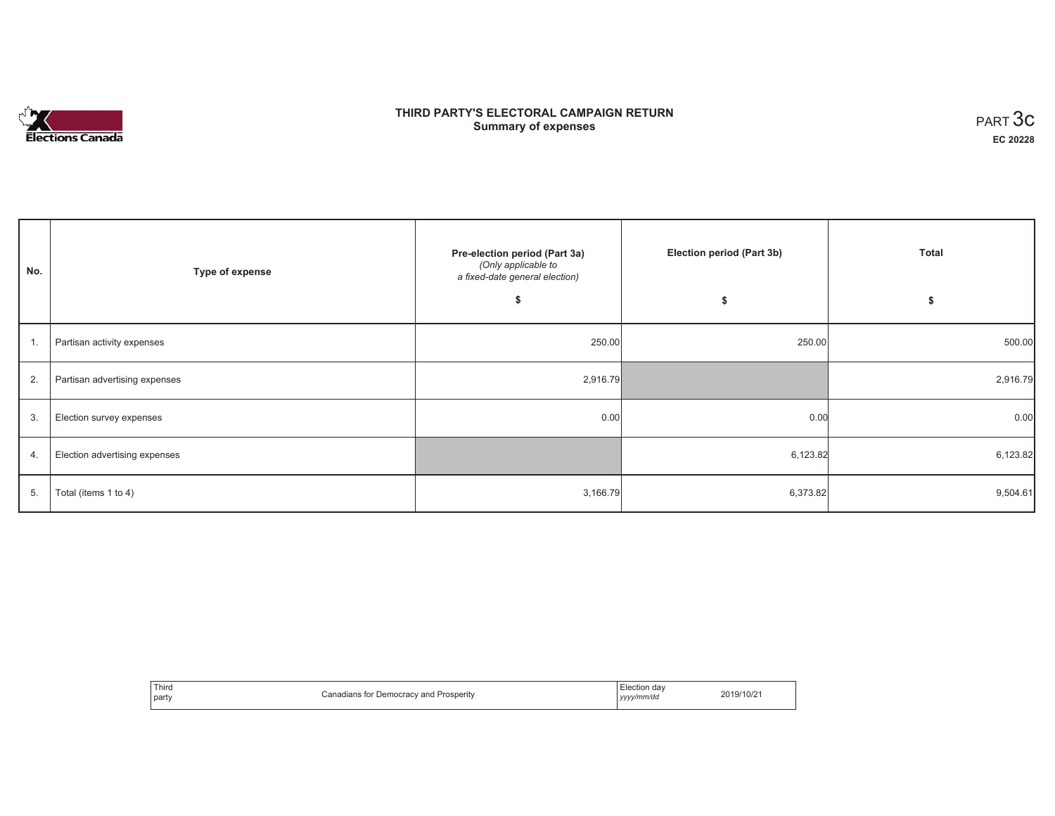# THIRD PARTY'S ELECTORAL CAMPAIGN RETURN
## Summary of expenses

PART 3c

**EC 20228**

| No. | Type of expense | Pre-election period (Part 3a) *(Only applicable to a fixed-date general election)* $ | Election period (Part 3b) $ | Total $ |
|---|---|---|---|---|
| 1. | Partisan activity expenses | 250.00 | 250.00 | 500.00 |
| 2. | Partisan advertising expenses | 2,916.79 | | 2,916.79 |
| 3. | Election survey expenses | 0.00 | 0.00 | 0.00 |
| 4. | Election advertising expenses | | 6,123.82 | 6,123.82 |
| 5. | Total (items 1 to 4) | 3,166.79 | 6,373.82 | 9,504.61 |

| | | | |
|---|---|---|---|
| Third party | Canadians for Democracy and Prosperity | Election day *yyyy/mm/dd* | 2019/10/21 |